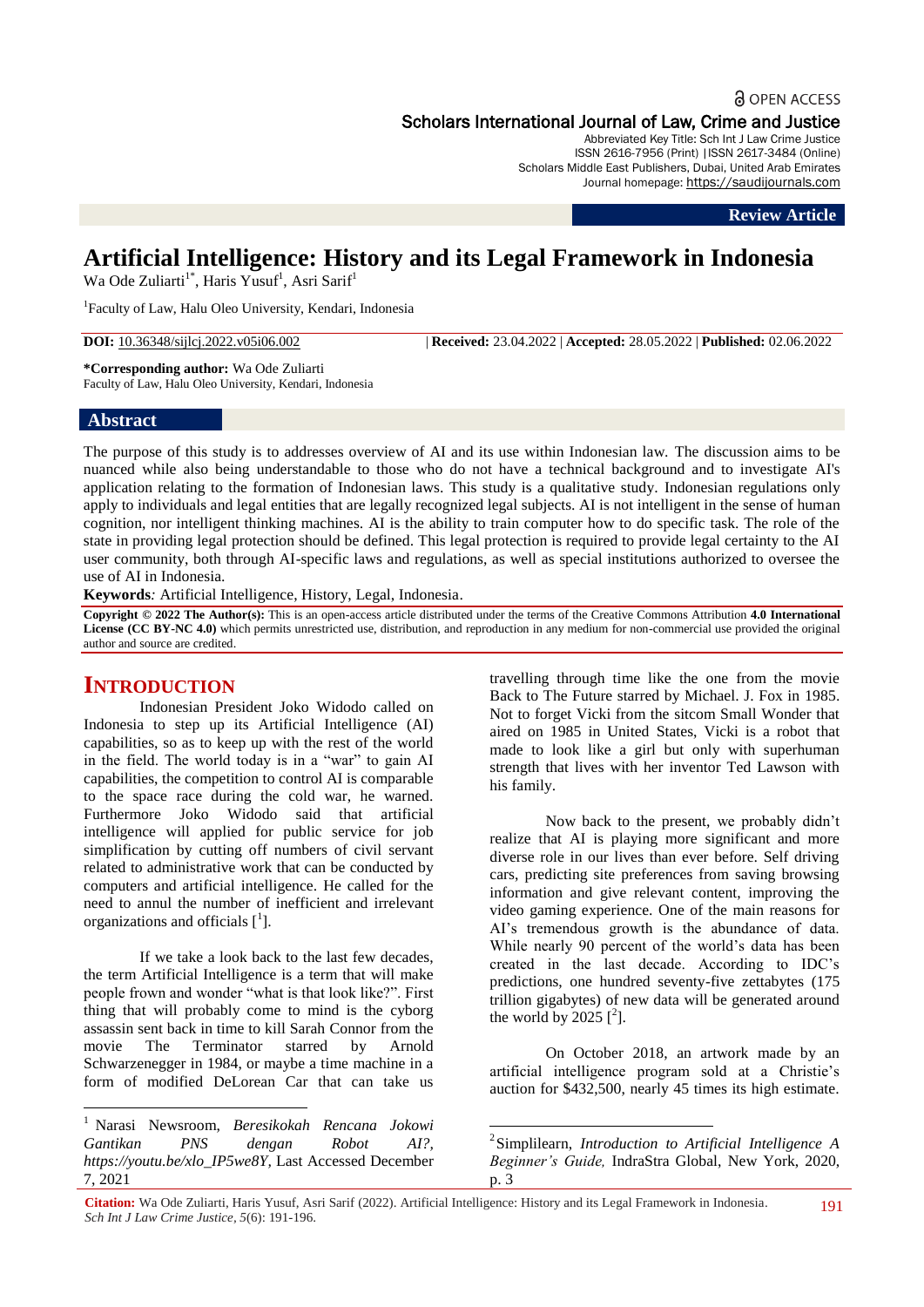# Artificial Intelligence: History and its Legal Framework in Indonesia

Wa Ode Zuliarti[1*], Haris Yusuf[1], Asri Sarif[1]

[1]Faculty of Law, Halu Oleo University, Kendari, Indonesia

**DOI:** 10.36348/sijlcj.2022.v05i06.002 | **Received:** 23.04.2022 | **Accepted:** 28.05.2022 | **Published:** 02.06.2022

**\*Corresponding author:** Wa Ode Zuliarti
Faculty of Law, Halu Oleo University, Kendari, Indonesia

## Abstract

The purpose of this study is to addresses overview of AI and its use within Indonesian law. The discussion aims to be nuanced while also being understandable to those who do not have a technical background and to investigate AI's application relating to the formation of Indonesian laws. This study is a qualitative study. Indonesian regulations only apply to individuals and legal entities that are legally recognized legal subjects. AI is not intelligent in the sense of human cognition, nor intelligent thinking machines. AI is the ability to train computer how to do specific task. The role of the state in providing legal protection should be defined. This legal protection is required to provide legal certainty to the AI user community, both through AI-specific laws and regulations, as well as special institutions authorized to oversee the use of AI in Indonesia.

**Keywords***:* Artificial Intelligence, History, Legal, Indonesia.

**Copyright © 2022 The Author(s):** This is an open-access article distributed under the terms of the Creative Commons Attribution **4.0 International License (CC BY-NC 4.0)** which permits unrestricted use, distribution, and reproduction in any medium for non-commercial use provided the original author and source are credited.

## INTRODUCTION

Indonesian President Joko Widodo called on Indonesia to step up its Artificial Intelligence (AI) capabilities, so as to keep up with the rest of the world in the field. The world today is in a "war" to gain AI capabilities, the competition to control AI is comparable to the space race during the cold war, he warned. Furthermore Joko Widodo said that artificial intelligence will applied for public service for job simplification by cutting off numbers of civil servant related to administrative work that can be conducted by computers and artificial intelligence. He called for the need to annul the number of inefficient and irrelevant organizations and officials [1].

If we take a look back to the last few decades, the term Artificial Intelligence is a term that will make people frown and wonder "what is that look like?". First thing that will probably come to mind is the cyborg assassin sent back in time to kill Sarah Connor from the movie The Terminator starred by Arnold Schwarzenegger in 1984, or maybe a time machine in a form of modified DeLorean Car that can take us travelling through time like the one from the movie Back to The Future starred by Michael. J. Fox in 1985. Not to forget Vicki from the sitcom Small Wonder that aired on 1985 in United States, Vicki is a robot that made to look like a girl but only with superhuman strength that lives with her inventor Ted Lawson with his family.

Now back to the present, we probably didn't realize that AI is playing more significant and more diverse role in our lives than ever before. Self driving cars, predicting site preferences from saving browsing information and give relevant content, improving the video gaming experience. One of the main reasons for AI's tremendous growth is the abundance of data. While nearly 90 percent of the world's data has been created in the last decade. According to IDC's predictions, one hundred seventy-five zettabytes (175 trillion gigabytes) of new data will be generated around the world by 2025 [2].

On October 2018, an artwork made by an artificial intelligence program sold at a Christie's auction for $432,500, nearly 45 times its high estimate.

---

[1] Narasi Newsroom, *Beresikokah Rencana Jokowi Gantikan PNS dengan Robot AI?, https://youtu.be/xlo_IP5we8Y,* Last Accessed December 7, 2021

[2] Simplilearn, *Introduction to Artificial Intelligence A Beginner's Guide,* IndraStra Global, New York, 2020, p. 3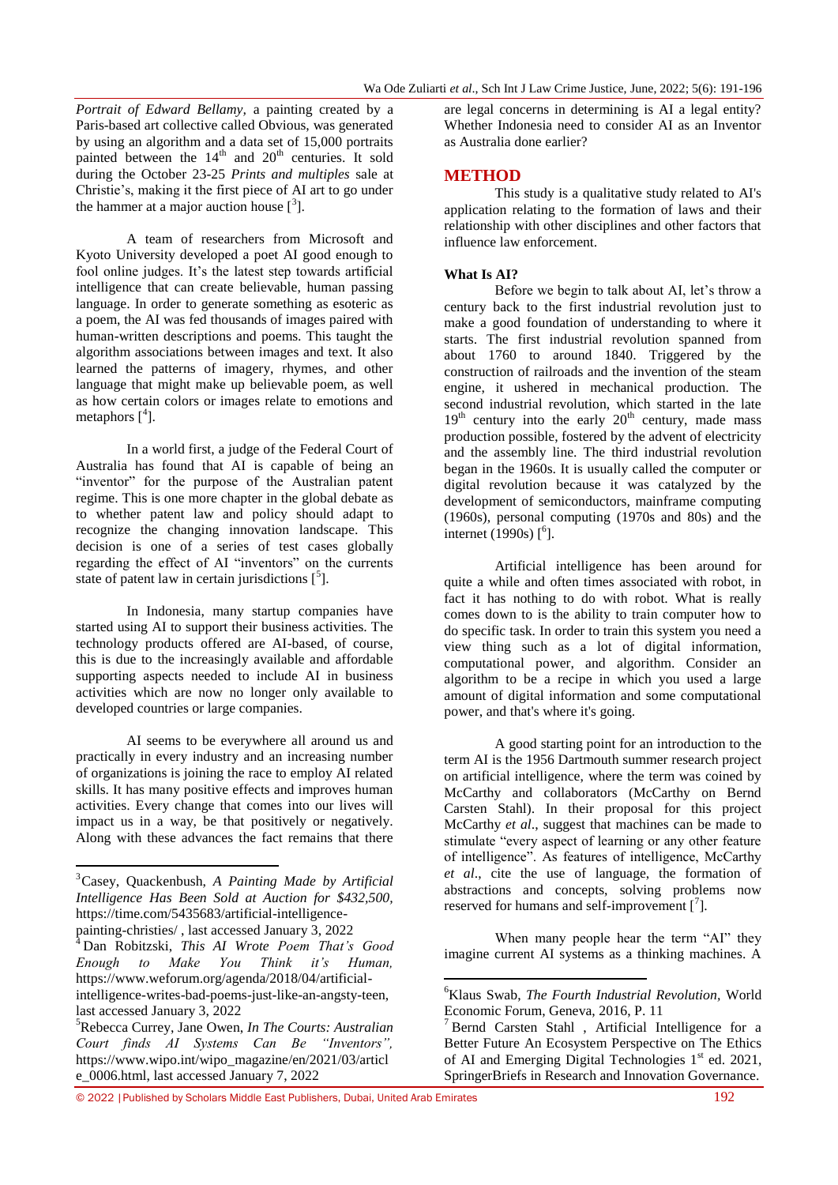*Portrait of Edward Bellamy,* a painting created by a Paris-based art collective called Obvious, was generated by using an algorithm and a data set of 15,000 portraits painted between the 14th and 20th centuries. It sold during the October 23-25 *Prints and multiples* sale at Christie's, making it the first piece of AI art to go under the hammer at a major auction house [3].

A team of researchers from Microsoft and Kyoto University developed a poet AI good enough to fool online judges. It's the latest step towards artificial intelligence that can create believable, human passing language. In order to generate something as esoteric as a poem, the AI was fed thousands of images paired with human-written descriptions and poems. This taught the algorithm associations between images and text. It also learned the patterns of imagery, rhymes, and other language that might make up believable poem, as well as how certain colors or images relate to emotions and metaphors [4].

In a world first, a judge of the Federal Court of Australia has found that AI is capable of being an "inventor" for the purpose of the Australian patent regime. This is one more chapter in the global debate as to whether patent law and policy should adapt to recognize the changing innovation landscape. This decision is one of a series of test cases globally regarding the effect of AI "inventors" on the currents state of patent law in certain jurisdictions [5].

In Indonesia, many startup companies have started using AI to support their business activities. The technology products offered are AI-based, of course, this is due to the increasingly available and affordable supporting aspects needed to include AI in business activities which are now no longer only available to developed countries or large companies.

AI seems to be everywhere all around us and practically in every industry and an increasing number of organizations is joining the race to employ AI related skills. It has many positive effects and improves human activities. Every change that comes into our lives will impact us in a way, be that positively or negatively. Along with these advances the fact remains that there are legal concerns in determining is AI a legal entity? Whether Indonesia need to consider AI as an Inventor as Australia done earlier?

## METHOD

This study is a qualitative study related to AI's application relating to the formation of laws and their relationship with other disciplines and other factors that influence law enforcement.

### What Is AI?

Before we begin to talk about AI, let's throw a century back to the first industrial revolution just to make a good foundation of understanding to where it starts. The first industrial revolution spanned from about 1760 to around 1840. Triggered by the construction of railroads and the invention of the steam engine, it ushered in mechanical production. The second industrial revolution, which started in the late 19th century into the early 20th century, made mass production possible, fostered by the advent of electricity and the assembly line. The third industrial revolution began in the 1960s. It is usually called the computer or digital revolution because it was catalyzed by the development of semiconductors, mainframe computing (1960s), personal computing (1970s and 80s) and the internet (1990s) [6].

Artificial intelligence has been around for quite a while and often times associated with robot, in fact it has nothing to do with robot. What is really comes down to is the ability to train computer how to do specific task. In order to train this system you need a view thing such as a lot of digital information, computational power, and algorithm. Consider an algorithm to be a recipe in which you used a large amount of digital information and some computational power, and that's where it's going.

A good starting point for an introduction to the term AI is the 1956 Dartmouth summer research project on artificial intelligence, where the term was coined by McCarthy and collaborators (McCarthy on Bernd Carsten Stahl). In their proposal for this project McCarthy *et al*., suggest that machines can be made to stimulate "every aspect of learning or any other feature of intelligence". As features of intelligence, McCarthy *et al*., cite the use of language, the formation of abstractions and concepts, solving problems now reserved for humans and self-improvement [7].

When many people hear the term "AI" they imagine current AI systems as a thinking machines. A

---

[3] Casey, Quackenbush, *A Painting Made by Artificial Intelligence Has Been Sold at Auction for $432,500*, https://time.com/5435683/artificial-intelligence-painting-christies/ , last accessed January 3, 2022

[4] Dan Robitzski, *This AI Wrote Poem That's Good Enough to Make You Think it's Human,* https://www.weforum.org/agenda/2018/04/artificial-intelligence-writes-bad-poems-just-like-an-angsty-teen, last accessed January 3, 2022

[5] Rebecca Currey, Jane Owen, *In The Courts: Australian Court finds AI Systems Can Be "Inventors",* https://www.wipo.int/wipo_magazine/en/2021/03/article_0006.html, last accessed January 7, 2022

[6] Klaus Swab, *The Fourth Industrial Revolution,* World Economic Forum, Geneva, 2016, P. 11

[7] Bernd Carsten Stahl , Artificial Intelligence for a Better Future An Ecosystem Perspective on The Ethics of AI and Emerging Digital Technologies 1st ed. 2021, SpringerBriefs in Research and Innovation Governance.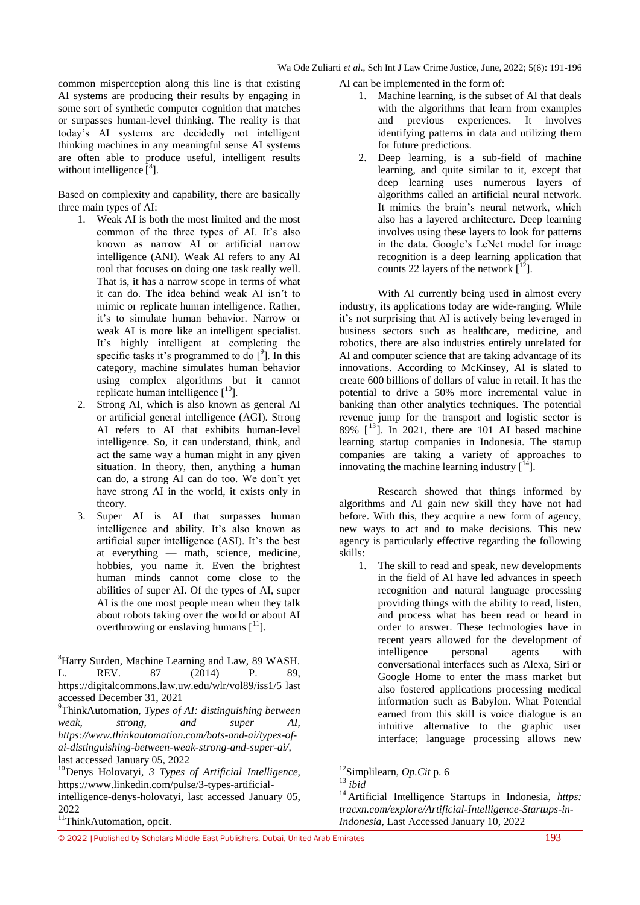common misperception along this line is that existing AI systems are producing their results by engaging in some sort of synthetic computer cognition that matches or surpasses human-level thinking. The reality is that today's AI systems are decidedly not intelligent thinking machines in any meaningful sense AI systems are often able to produce useful, intelligent results without intelligence [8].

Based on complexity and capability, there are basically three main types of AI:

1. Weak AI is both the most limited and the most common of the three types of AI. It's also known as narrow AI or artificial narrow intelligence (ANI). Weak AI refers to any AI tool that focuses on doing one task really well. That is, it has a narrow scope in terms of what it can do. The idea behind weak AI isn't to mimic or replicate human intelligence. Rather, it's to simulate human behavior. Narrow or weak AI is more like an intelligent specialist. It's highly intelligent at completing the specific tasks it's programmed to do [9]. In this category, machine simulates human behavior using complex algorithms but it cannot replicate human intelligence [10].
2. Strong AI, which is also known as general AI or artificial general intelligence (AGI). Strong AI refers to AI that exhibits human-level intelligence. So, it can understand, think, and act the same way a human might in any given situation. In theory, then, anything a human can do, a strong AI can do too. We don't yet have strong AI in the world, it exists only in theory.
3. Super AI is AI that surpasses human intelligence and ability. It's also known as artificial super intelligence (ASI). It's the best at everything — math, science, medicine, hobbies, you name it. Even the brightest human minds cannot come close to the abilities of super AI. Of the types of AI, super AI is the one most people mean when they talk about robots taking over the world or about AI overthrowing or enslaving humans [11].

AI can be implemented in the form of:

1. Machine learning, is the subset of AI that deals with the algorithms that learn from examples and previous experiences. It involves identifying patterns in data and utilizing them for future predictions.
2. Deep learning, is a sub-field of machine learning, and quite similar to it, except that deep learning uses numerous layers of algorithms called an artificial neural network. It mimics the brain's neural network, which also has a layered architecture. Deep learning involves using these layers to look for patterns in the data. Google's LeNet model for image recognition is a deep learning application that counts 22 layers of the network [12].

With AI currently being used in almost every industry, its applications today are wide-ranging. While it's not surprising that AI is actively being leveraged in business sectors such as healthcare, medicine, and robotics, there are also industries entirely unrelated for AI and computer science that are taking advantage of its innovations. According to McKinsey, AI is slated to create 600 billions of dollars of value in retail. It has the potential to drive a 50% more incremental value in banking than other analytics techniques. The potential revenue jump for the transport and logistic sector is 89% [13]. In 2021, there are 101 AI based machine learning startup companies in Indonesia. The startup companies are taking a variety of approaches to innovating the machine learning industry [14].

Research showed that things informed by algorithms and AI gain new skill they have not had before. With this, they acquire a new form of agency, new ways to act and to make decisions. This new agency is particularly effective regarding the following skills:

1. The skill to read and speak, new developments in the field of AI have led advances in speech recognition and natural language processing providing things with the ability to read, listen, and process what has been read or heard in order to answer. These technologies have in recent years allowed for the development of intelligence personal agents with conversational interfaces such as Alexa, Siri or Google Home to enter the mass market but also fostered applications processing medical information such as Babylon. What Potential earned from this skill is voice dialogue is an intuitive alternative to the graphic user interface; language processing allows new

---

[8] Harry Surden, Machine Learning and Law, 89 WASH. L. REV. 87 (2014) P. 89, https://digitalcommons.law.uw.edu/wlr/vol89/iss1/5 last accessed December 31, 2021

[9] ThinkAutomation, *Types of AI: distinguishing between weak, strong, and super AI, https://www.thinkautomation.com/bots-and-ai/types-of-ai-distinguishing-between-weak-strong-and-super-ai/,* last accessed January 05, 2022

[10] Denys Holovatyi, *3 Types of Artificial Intelligence,* https://www.linkedin.com/pulse/3-types-artificial-intelligence-denys-holovatyi, last accessed January 05, 2022

[11] ThinkAutomation, opcit.

[12] Simplilearn, *Op.Cit* p. 6

[13] *ibid*

[14] Artificial Intelligence Startups in Indonesia, *https: tracxn.com/explore/Artificial-Intelligence-Startups-in-Indonesia,* Last Accessed January 10, 2022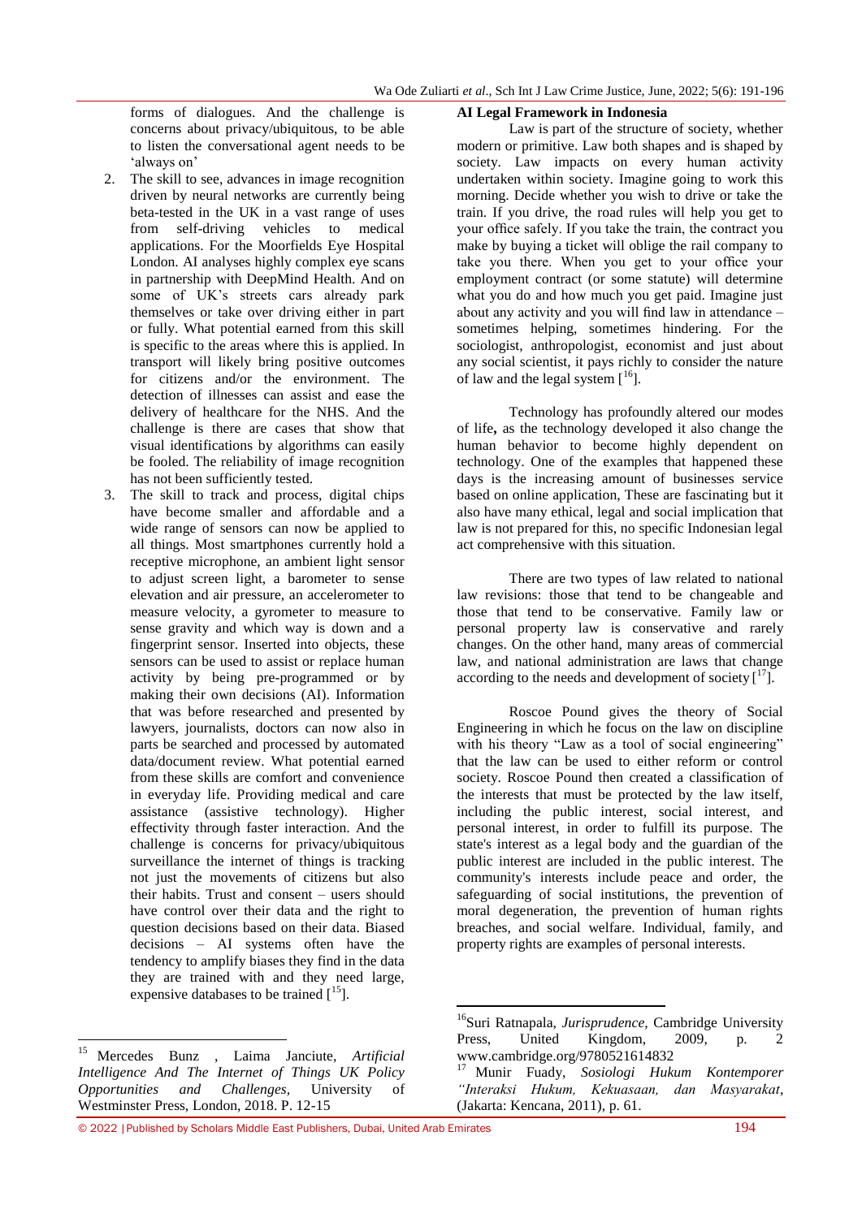forms of dialogues. And the challenge is concerns about privacy/ubiquitous, to be able to listen the conversational agent needs to be 'always on'

2. The skill to see, advances in image recognition driven by neural networks are currently being beta-tested in the UK in a vast range of uses from self-driving vehicles to medical applications. For the Moorfields Eye Hospital London. AI analyses highly complex eye scans in partnership with DeepMind Health. And on some of UK's streets cars already park themselves or take over driving either in part or fully. What potential earned from this skill is specific to the areas where this is applied. In transport will likely bring positive outcomes for citizens and/or the environment. The detection of illnesses can assist and ease the delivery of healthcare for the NHS. And the challenge is there are cases that show that visual identifications by algorithms can easily be fooled. The reliability of image recognition has not been sufficiently tested.
3. The skill to track and process, digital chips have become smaller and affordable and a wide range of sensors can now be applied to all things. Most smartphones currently hold a receptive microphone, an ambient light sensor to adjust screen light, a barometer to sense elevation and air pressure, an accelerometer to measure velocity, a gyrometer to measure to sense gravity and which way is down and a fingerprint sensor. Inserted into objects, these sensors can be used to assist or replace human activity by being pre-programmed or by making their own decisions (AI). Information that was before researched and presented by lawyers, journalists, doctors can now also in parts be searched and processed by automated data/document review. What potential earned from these skills are comfort and convenience in everyday life. Providing medical and care assistance (assistive technology). Higher effectivity through faster interaction. And the challenge is concerns for privacy/ubiquitous surveillance the internet of things is tracking not just the movements of citizens but also their habits. Trust and consent – users should have control over their data and the right to question decisions based on their data. Biased decisions – AI systems often have the tendency to amplify biases they find in the data they are trained with and they need large, expensive databases to be trained [15].

**AI Legal Framework in Indonesia**

Law is part of the structure of society, whether modern or primitive. Law both shapes and is shaped by society. Law impacts on every human activity undertaken within society. Imagine going to work this morning. Decide whether you wish to drive or take the train. If you drive, the road rules will help you get to your office safely. If you take the train, the contract you make by buying a ticket will oblige the rail company to take you there. When you get to your office your employment contract (or some statute) will determine what you do and how much you get paid. Imagine just about any activity and you will find law in attendance – sometimes helping, sometimes hindering. For the sociologist, anthropologist, economist and just about any social scientist, it pays richly to consider the nature of law and the legal system [16].

Technology has profoundly altered our modes of life**,** as the technology developed it also change the human behavior to become highly dependent on technology. One of the examples that happened these days is the increasing amount of businesses service based on online application, These are fascinating but it also have many ethical, legal and social implication that law is not prepared for this, no specific Indonesian legal act comprehensive with this situation.

There are two types of law related to national law revisions: those that tend to be changeable and those that tend to be conservative. Family law or personal property law is conservative and rarely changes. On the other hand, many areas of commercial law, and national administration are laws that change according to the needs and development of society [17].

Roscoe Pound gives the theory of Social Engineering in which he focus on the law on discipline with his theory "Law as a tool of social engineering" that the law can be used to either reform or control society. Roscoe Pound then created a classification of the interests that must be protected by the law itself, including the public interest, social interest, and personal interest, in order to fulfill its purpose. The state's interest as a legal body and the guardian of the public interest are included in the public interest. The community's interests include peace and order, the safeguarding of social institutions, the prevention of moral degeneration, the prevention of human rights breaches, and social welfare. Individual, family, and property rights are examples of personal interests.

---

[15] Mercedes Bunz , Laima Janciute, *Artificial Intelligence And The Internet of Things UK Policy Opportunities and Challenges*, University of Westminster Press, London, 2018. P. 12-15

[16] Suri Ratnapala, *Jurisprudence*, Cambridge University Press, United Kingdom, 2009, p. 2 www.cambridge.org/9780521614832

[17] Munir Fuady, *Sosiologi Hukum Kontemporer "Interaksi Hukum, Kekuasaan, dan Masyarakat*, (Jakarta: Kencana, 2011), p. 61.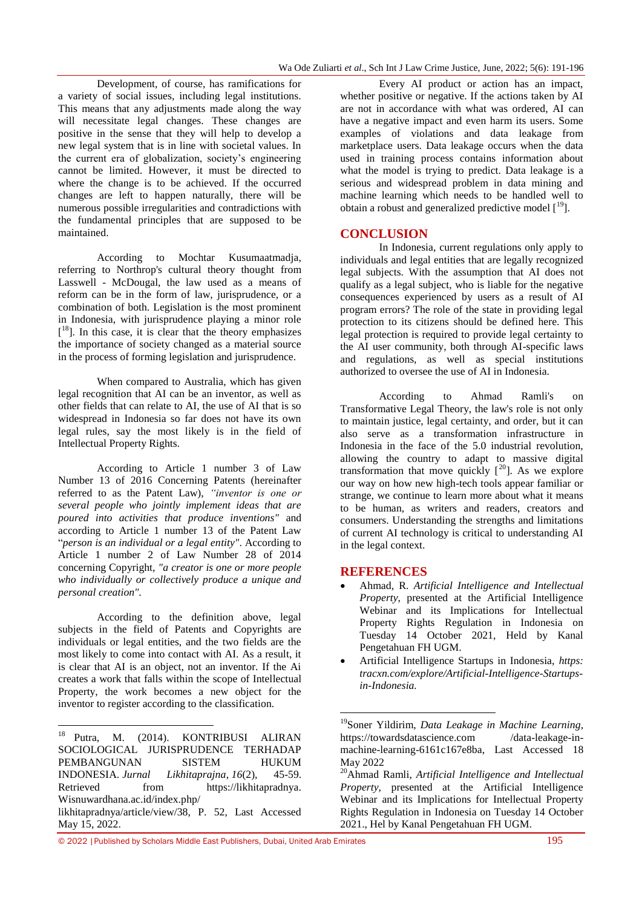Development, of course, has ramifications for a variety of social issues, including legal institutions. This means that any adjustments made along the way will necessitate legal changes. These changes are positive in the sense that they will help to develop a new legal system that is in line with societal values. In the current era of globalization, society's engineering cannot be limited. However, it must be directed to where the change is to be achieved. If the occurred changes are left to happen naturally, there will be numerous possible irregularities and contradictions with the fundamental principles that are supposed to be maintained.

According to Mochtar Kusumaatmadja, referring to Northrop's cultural theory thought from Lasswell - McDougal, the law used as a means of reform can be in the form of law, jurisprudence, or a combination of both. Legislation is the most prominent in Indonesia, with jurisprudence playing a minor role [18]. In this case, it is clear that the theory emphasizes the importance of society changed as a material source in the process of forming legislation and jurisprudence.

When compared to Australia, which has given legal recognition that AI can be an inventor, as well as other fields that can relate to AI, the use of AI that is so widespread in Indonesia so far does not have its own legal rules, say the most likely is in the field of Intellectual Property Rights.

According to Article 1 number 3 of Law Number 13 of 2016 Concerning Patents (hereinafter referred to as the Patent Law), *"inventor is one or several people who jointly implement ideas that are poured into activities that produce inventions"* and according to Article 1 number 13 of the Patent Law "*person is an individual or a legal entity"*. According to Article 1 number 2 of Law Number 28 of 2014 concerning Copyright, *"a creator is one or more people who individually or collectively produce a unique and personal creation"*.

According to the definition above, legal subjects in the field of Patents and Copyrights are individuals or legal entities, and the two fields are the most likely to come into contact with AI. As a result, it is clear that AI is an object, not an inventor. If the Ai creates a work that falls within the scope of Intellectual Property, the work becomes a new object for the inventor to register according to the classification.

Every AI product or action has an impact, whether positive or negative. If the actions taken by AI are not in accordance with what was ordered, AI can have a negative impact and even harm its users. Some examples of violations and data leakage from marketplace users. Data leakage occurs when the data used in training process contains information about what the model is trying to predict. Data leakage is a serious and widespread problem in data mining and machine learning which needs to be handled well to obtain a robust and generalized predictive model [19].

## CONCLUSION

In Indonesia, current regulations only apply to individuals and legal entities that are legally recognized legal subjects. With the assumption that AI does not qualify as a legal subject, who is liable for the negative consequences experienced by users as a result of AI program errors? The role of the state in providing legal protection to its citizens should be defined here. This legal protection is required to provide legal certainty to the AI user community, both through AI-specific laws and regulations, as well as special institutions authorized to oversee the use of AI in Indonesia.

According to Ahmad Ramli's on Transformative Legal Theory, the law's role is not only to maintain justice, legal certainty, and order, but it can also serve as a transformation infrastructure in Indonesia in the face of the 5.0 industrial revolution, allowing the country to adapt to massive digital transformation that move quickly [20]. As we explore our way on how new high-tech tools appear familiar or strange, we continue to learn more about what it means to be human, as writers and readers, creators and consumers. Understanding the strengths and limitations of current AI technology is critical to understanding AI in the legal context.

## REFERENCES

- Ahmad, R. *Artificial Intelligence and Intellectual Property,* presented at the Artificial Intelligence Webinar and its Implications for Intellectual Property Rights Regulation in Indonesia on Tuesday 14 October 2021, Held by Kanal Pengetahuan FH UGM.
- Artificial Intelligence Startups in Indonesia, *https: tracxn.com/explore/Artificial-Intelligence-Startups-in-Indonesia.*

---

[18] Putra, M. (2014). KONTRIBUSI ALIRAN SOCIOLOGICAL JURISPRUDENCE TERHADAP PEMBANGUNAN SISTEM HUKUM INDONESIA. *Jurnal Likhitaprajna*, *16*(2), 45-59. Retrieved from https://likhitapradnya. Wisnuwardhana.ac.id/index.php/ likhitapradnya/article/view/38, P. 52, Last Accessed May 15, 2022.

[19] Soner Yildirim, *Data Leakage in Machine Learning*, https://towardsdatascience.com /data-leakage-in-machine-learning-6161c167e8ba, Last Accessed 18 May 2022

[20] Ahmad Ramli, *Artificial Intelligence and Intellectual Property,* presented at the Artificial Intelligence Webinar and its Implications for Intellectual Property Rights Regulation in Indonesia on Tuesday 14 October 2021., Hel by Kanal Pengetahuan FH UGM.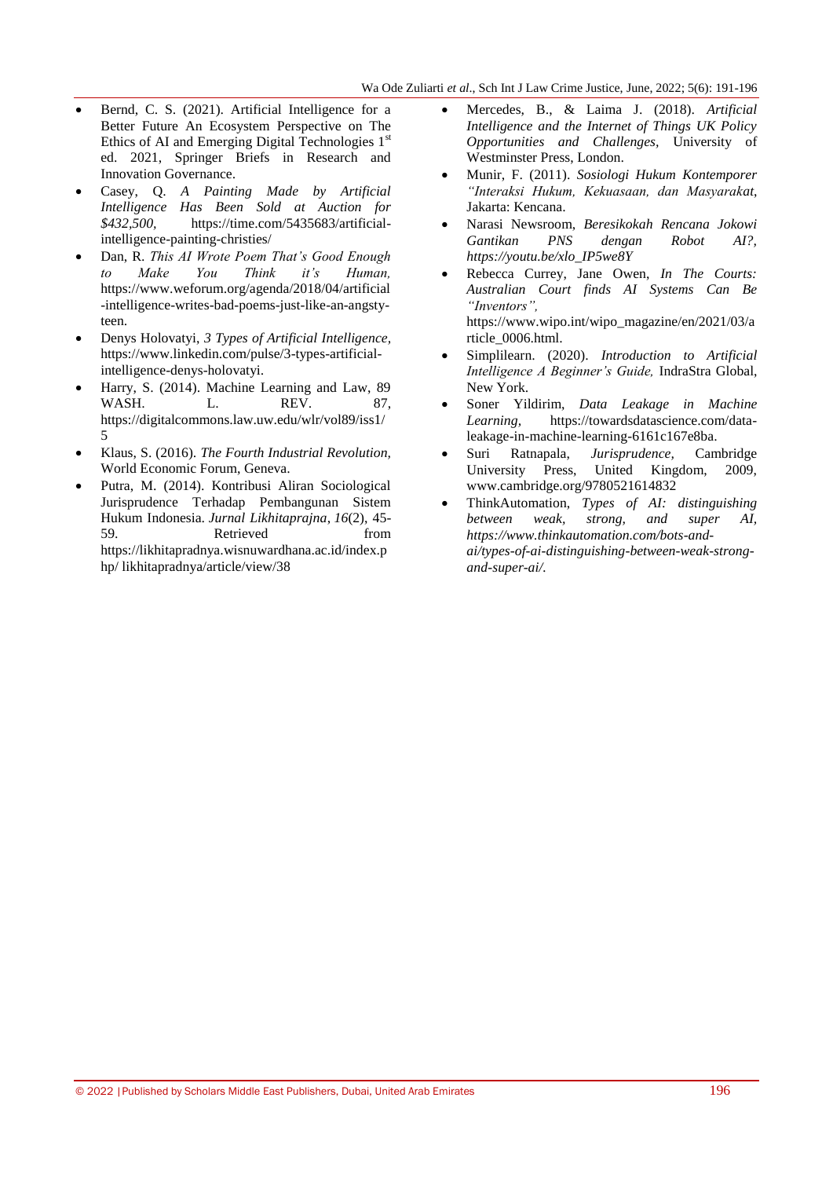- Bernd, C. S. (2021). Artificial Intelligence for a Better Future An Ecosystem Perspective on The Ethics of AI and Emerging Digital Technologies 1st ed. 2021, Springer Briefs in Research and Innovation Governance.
- Casey, Q. *A Painting Made by Artificial Intelligence Has Been Sold at Auction for $432,500*, https://time.com/5435683/artificial-intelligence-painting-christies/
- Dan, R. *This AI Wrote Poem That's Good Enough to Make You Think it's Human,* https://www.weforum.org/agenda/2018/04/artificial-intelligence-writes-bad-poems-just-like-an-angsty-teen.
- Denys Holovatyi, *3 Types of Artificial Intelligence,* https://www.linkedin.com/pulse/3-types-artificial-intelligence-denys-holovatyi.
- Harry, S. (2014). Machine Learning and Law, 89 WASH. L. REV. 87, https://digitalcommons.law.uw.edu/wlr/vol89/iss1/5
- Klaus, S. (2016). *The Fourth Industrial Revolution*, World Economic Forum, Geneva.
- Putra, M. (2014). Kontribusi Aliran Sociological Jurisprudence Terhadap Pembangunan Sistem Hukum Indonesia. *Jurnal Likhitaprajna*, *16*(2), 45-59. Retrieved from https://likhitapradnya.wisnuwardhana.ac.id/index.php/ likhitapradnya/article/view/38
- Mercedes, B., & Laima J. (2018). *Artificial Intelligence and the Internet of Things UK Policy Opportunities and Challenges*, University of Westminster Press, London.
- Munir, F. (2011). *Sosiologi Hukum Kontemporer "Interaksi Hukum, Kekuasaan, dan Masyarakat*, Jakarta: Kencana.
- Narasi Newsroom, *Beresikokah Rencana Jokowi Gantikan PNS dengan Robot AI?, https://youtu.be/xlo_IP5we8Y*
- Rebecca Currey, Jane Owen, *In The Courts: Australian Court finds AI Systems Can Be "Inventors",* https://www.wipo.int/wipo_magazine/en/2021/03/article_0006.html.
- Simplilearn. (2020). *Introduction to Artificial Intelligence A Beginner's Guide,* IndraStra Global, New York.
- Soner Yildirim, *Data Leakage in Machine Learning*, https://towardsdatascience.com/data-leakage-in-machine-learning-6161c167e8ba.
- Suri Ratnapala, *Jurisprudence,* Cambridge University Press, United Kingdom, 2009, www.cambridge.org/9780521614832
- ThinkAutomation, *Types of AI: distinguishing between weak, strong, and super AI, https://www.thinkautomation.com/bots-and-ai/types-of-ai-distinguishing-between-weak-strong-and-super-ai/.*